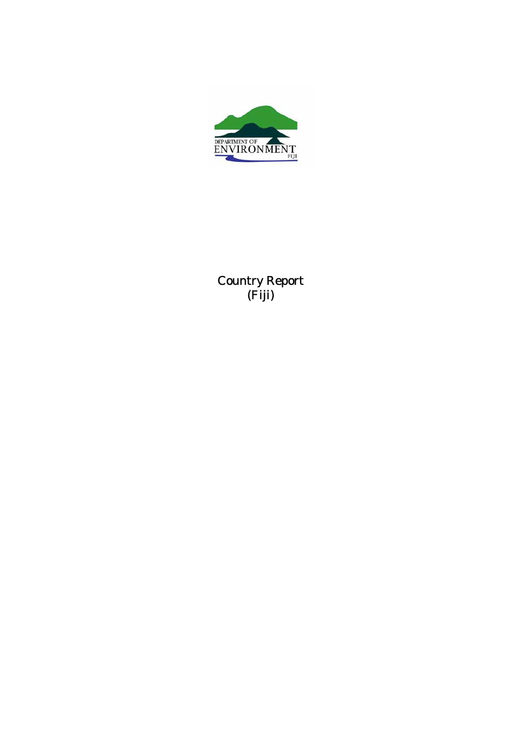DEPARTMENT OF
ENVIRONMENT
FIJI

# Country Report
# (Fiji)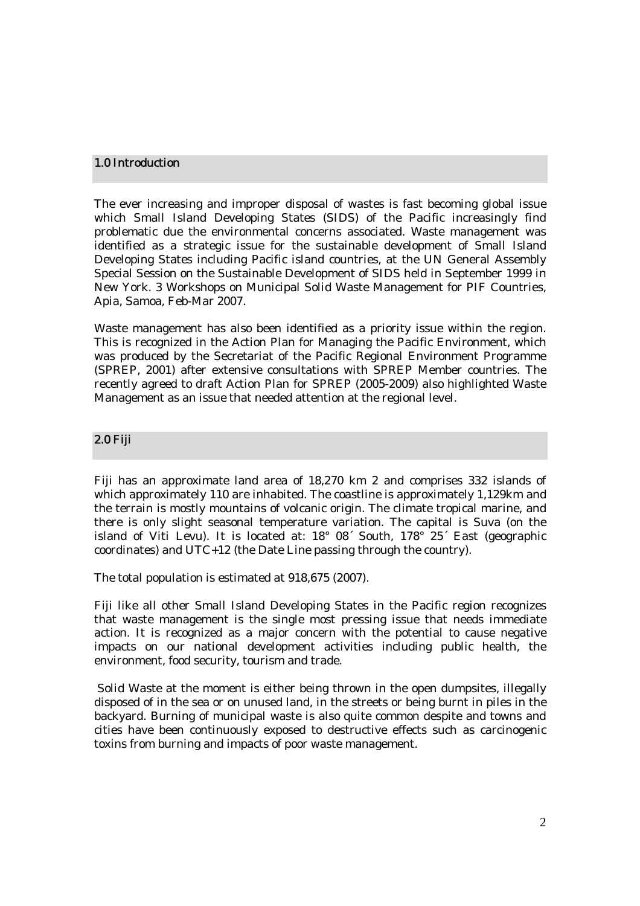## 1.0 Introduction

The ever increasing and improper disposal of wastes is fast becoming global issue which Small Island Developing States (SIDS) of the Pacific increasingly find problematic due the environmental concerns associated. Waste management was identified as a strategic issue for the sustainable development of Small Island Developing States including Pacific island countries, at the UN General Assembly Special Session on the Sustainable Development of SIDS held in September 1999 in New York. 3 Workshops on Municipal Solid Waste Management for PIF Countries, Apia, Samoa, Feb-Mar 2007.

Waste management has also been identified as a priority issue within the region. This is recognized in the Action Plan for Managing the Pacific Environment, which was produced by the Secretariat of the Pacific Regional Environment Programme (SPREP, 2001) after extensive consultations with SPREP Member countries. The recently agreed to draft Action Plan for SPREP (2005-2009) also highlighted Waste Management as an issue that needed attention at the regional level.

## 2.0 Fiji

Fiji has an approximate land area of 18,270 km 2 and comprises 332 islands of which approximately 110 are inhabited. The coastline is approximately 1,129km and the terrain is mostly mountains of volcanic origin. The climate tropical marine, and there is only slight seasonal temperature variation. The capital is Suva (on the island of Viti Levu). It is located at: 18° 08´ South, 178° 25´ East (geographic coordinates) and UTC+12 (the Date Line passing through the country).

The total population is estimated at 918,675 (2007).

Fiji like all other Small Island Developing States in the Pacific region recognizes that waste management is the single most pressing issue that needs immediate action. It is recognized as a major concern with the potential to cause negative impacts on our national development activities including public health, the environment, food security, tourism and trade.

Solid Waste at the moment is either being thrown in the open dumpsites, illegally disposed of in the sea or on unused land, in the streets or being burnt in piles in the backyard. Burning of municipal waste is also quite common despite and towns and cities have been continuously exposed to destructive effects such as carcinogenic toxins from burning and impacts of poor waste management.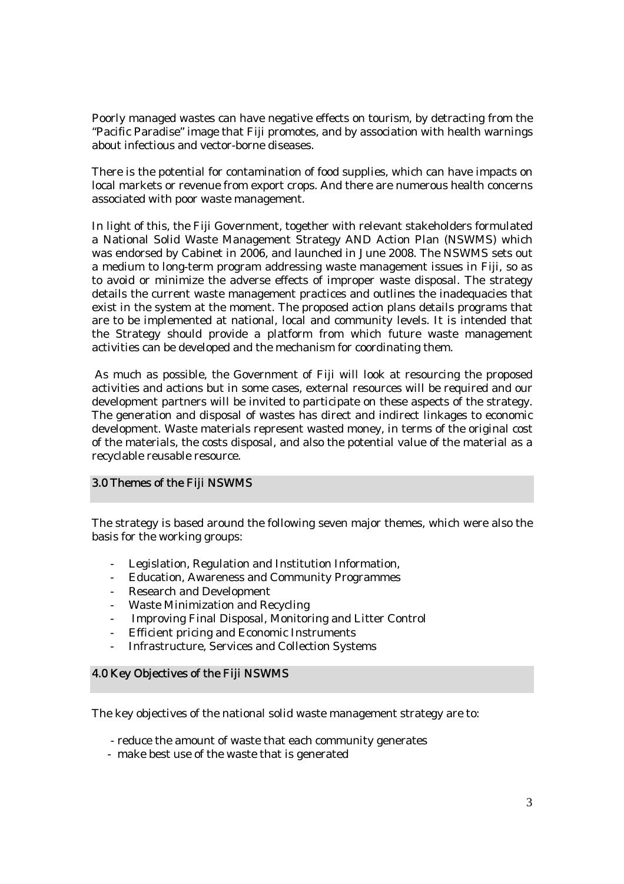Poorly managed wastes can have negative effects on tourism, by detracting from the "Pacific Paradise" image that Fiji promotes, and by association with health warnings about infectious and vector-borne diseases.

There is the potential for contamination of food supplies, which can have impacts on local markets or revenue from export crops. And there are numerous health concerns associated with poor waste management.

In light of this, the Fiji Government, together with relevant stakeholders formulated a National Solid Waste Management Strategy AND Action Plan (NSWMS) which was endorsed by Cabinet in 2006, and launched in June 2008. The NSWMS sets out a medium to long-term program addressing waste management issues in Fiji, so as to avoid or minimize the adverse effects of improper waste disposal. The strategy details the current waste management practices and outlines the inadequacies that exist in the system at the moment. The proposed action plans details programs that are to be implemented at national, local and community levels. It is intended that the Strategy should provide a platform from which future waste management activities can be developed and the mechanism for coordinating them.

As much as possible, the Government of Fiji will look at resourcing the proposed activities and actions but in some cases, external resources will be required and our development partners will be invited to participate on these aspects of the strategy. The generation and disposal of wastes has direct and indirect linkages to economic development. Waste materials represent wasted money, in terms of the original cost of the materials, the costs disposal, and also the potential value of the material as a recyclable reusable resource.

## 3.0 Themes of the Fiji NSWMS

The strategy is based around the following seven major themes, which were also the basis for the working groups:

- Legislation, Regulation and Institution Information,
- Education, Awareness and Community Programmes
- Research and Development
- Waste Minimization and Recycling
- Improving Final Disposal, Monitoring and Litter Control
- Efficient pricing and Economic Instruments
- Infrastructure, Services and Collection Systems

## 4.0 Key Objectives of the Fiji NSWMS

The key objectives of the national solid waste management strategy are to:

- reduce the amount of waste that each community generates
- make best use of the waste that is generated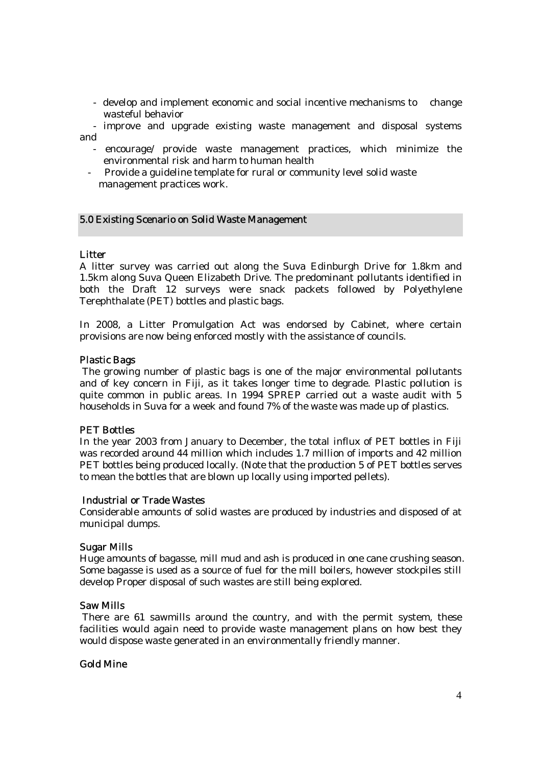- develop and implement economic and social incentive mechanisms to change wasteful behavior
- improve and upgrade existing waste management and disposal systems and
- encourage/ provide waste management practices, which minimize the environmental risk and harm to human health
- Provide a guideline template for rural or community level solid waste management practices work.

## 5.0 Existing Scenario on Solid Waste Management

### Litter

A litter survey was carried out along the Suva Edinburgh Drive for 1.8km and 1.5km along Suva Queen Elizabeth Drive. The predominant pollutants identified in both the Draft 12 surveys were snack packets followed by Polyethylene Terephthalate (PET) bottles and plastic bags.

In 2008, a Litter Promulgation Act was endorsed by Cabinet, where certain provisions are now being enforced mostly with the assistance of councils.

### Plastic Bags

The growing number of plastic bags is one of the major environmental pollutants and of key concern in Fiji, as it takes longer time to degrade. Plastic pollution is quite common in public areas. In 1994 SPREP carried out a waste audit with 5 households in Suva for a week and found 7% of the waste was made up of plastics.

### PET Bottles

In the year 2003 from January to December, the total influx of PET bottles in Fiji was recorded around 44 million which includes 1.7 million of imports and 42 million PET bottles being produced locally. (Note that the production 5 of PET bottles serves to mean the bottles that are blown up locally using imported pellets).

### Industrial or Trade Wastes

Considerable amounts of solid wastes are produced by industries and disposed of at municipal dumps.

### Sugar Mills

Huge amounts of bagasse, mill mud and ash is produced in one cane crushing season. Some bagasse is used as a source of fuel for the mill boilers, however stockpiles still develop Proper disposal of such wastes are still being explored.

### Saw Mills

There are 61 sawmills around the country, and with the permit system, these facilities would again need to provide waste management plans on how best they would dispose waste generated in an environmentally friendly manner.

### Gold Mine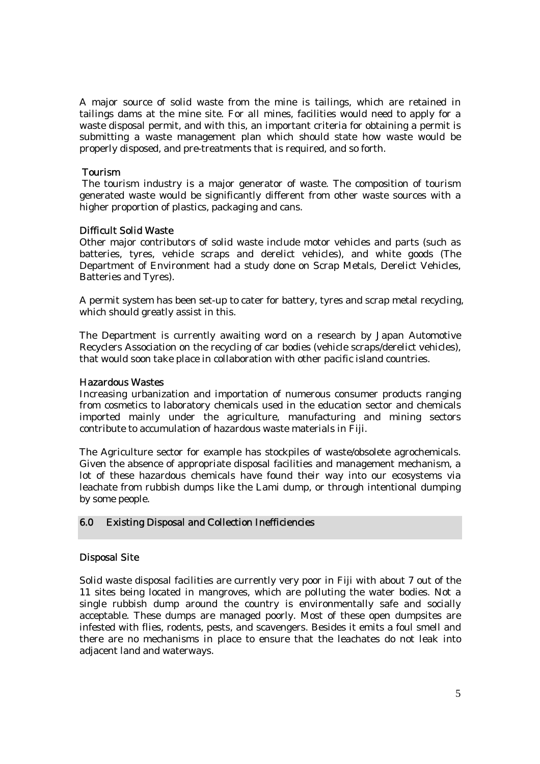A major source of solid waste from the mine is tailings, which are retained in tailings dams at the mine site. For all mines, facilities would need to apply for a waste disposal permit, and with this, an important criteria for obtaining a permit is submitting a waste management plan which should state how waste would be properly disposed, and pre-treatments that is required, and so forth.

**Tourism**

The tourism industry is a major generator of waste. The composition of tourism generated waste would be significantly different from other waste sources with a higher proportion of plastics, packaging and cans.

**Difficult Solid Waste**

Other major contributors of solid waste include motor vehicles and parts (such as batteries, tyres, vehicle scraps and derelict vehicles), and white goods (The Department of Environment had a study done on Scrap Metals, Derelict Vehicles, Batteries and Tyres).

A permit system has been set-up to cater for battery, tyres and scrap metal recycling, which should greatly assist in this.

The Department is currently awaiting word on a research by Japan Automotive Recyclers Association on the recycling of car bodies (vehicle scraps/derelict vehicles), that would soon take place in collaboration with other pacific island countries.

**Hazardous Wastes**

Increasing urbanization and importation of numerous consumer products ranging from cosmetics to laboratory chemicals used in the education sector and chemicals imported mainly under the agriculture, manufacturing and mining sectors contribute to accumulation of hazardous waste materials in Fiji.

The Agriculture sector for example has stockpiles of waste/obsolete agrochemicals. Given the absence of appropriate disposal facilities and management mechanism, a lot of these hazardous chemicals have found their way into our ecosystems via leachate from rubbish dumps like the Lami dump, or through intentional dumping by some people.

## 6.0 Existing Disposal and Collection Inefficiencies

**Disposal Site**

Solid waste disposal facilities are currently very poor in Fiji with about 7 out of the 11 sites being located in mangroves, which are polluting the water bodies. Not a single rubbish dump around the country is environmentally safe and socially acceptable. These dumps are managed poorly. Most of these open dumpsites are infested with flies, rodents, pests, and scavengers. Besides it emits a foul smell and there are no mechanisms in place to ensure that the leachates do not leak into adjacent land and waterways.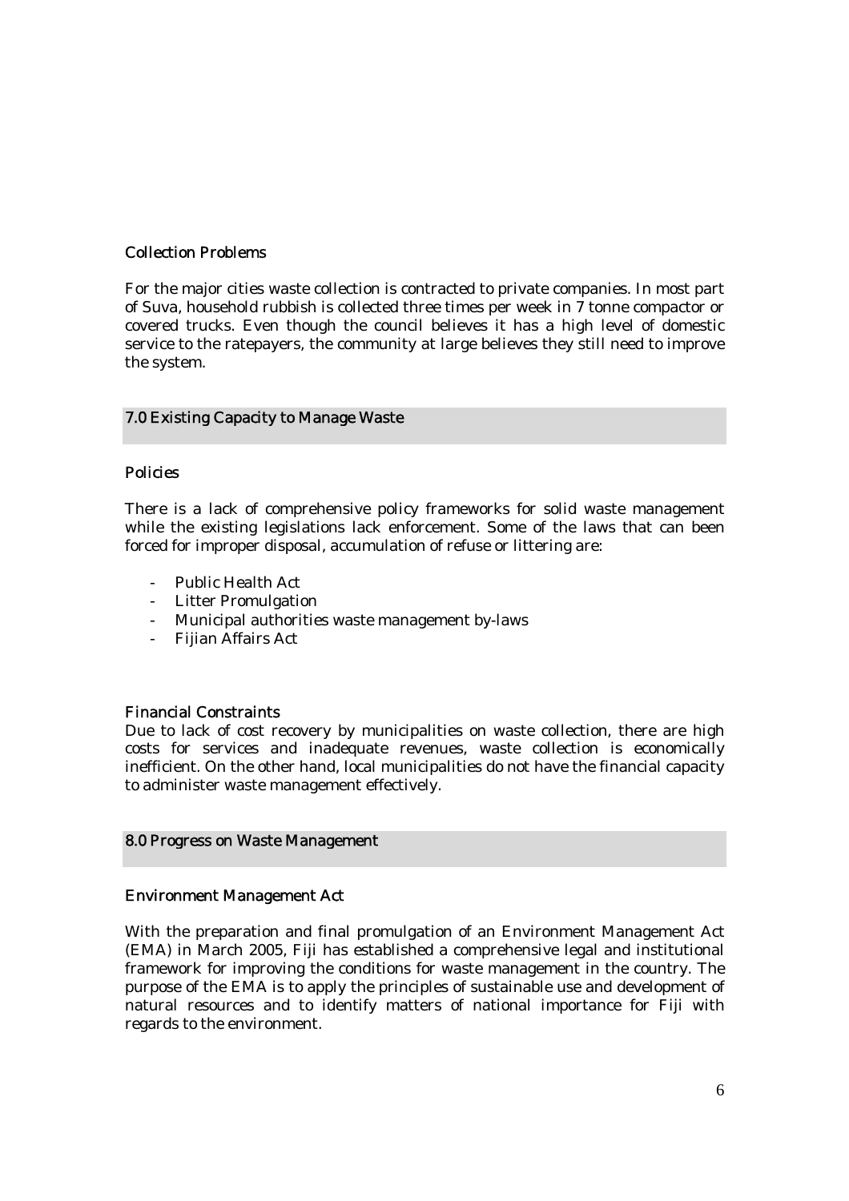### Collection Problems

For the major cities waste collection is contracted to private companies. In most part of Suva, household rubbish is collected three times per week in 7 tonne compactor or covered trucks. Even though the council believes it has a high level of domestic service to the ratepayers, the community at large believes they still need to improve the system.

## 7.0 Existing Capacity to Manage Waste

### Policies

There is a lack of comprehensive policy frameworks for solid waste management while the existing legislations lack enforcement. Some of the laws that can been forced for improper disposal, accumulation of refuse or littering are:

- Public Health Act
- Litter Promulgation
- Municipal authorities waste management by-laws
- Fijian Affairs Act

### Financial Constraints

Due to lack of cost recovery by municipalities on waste collection, there are high costs for services and inadequate revenues, waste collection is economically inefficient. On the other hand, local municipalities do not have the financial capacity to administer waste management effectively.

## 8.0 Progress on Waste Management

### Environment Management Act

With the preparation and final promulgation of an Environment Management Act (EMA) in March 2005, Fiji has established a comprehensive legal and institutional framework for improving the conditions for waste management in the country. The purpose of the EMA is to apply the principles of sustainable use and development of natural resources and to identify matters of national importance for Fiji with regards to the environment.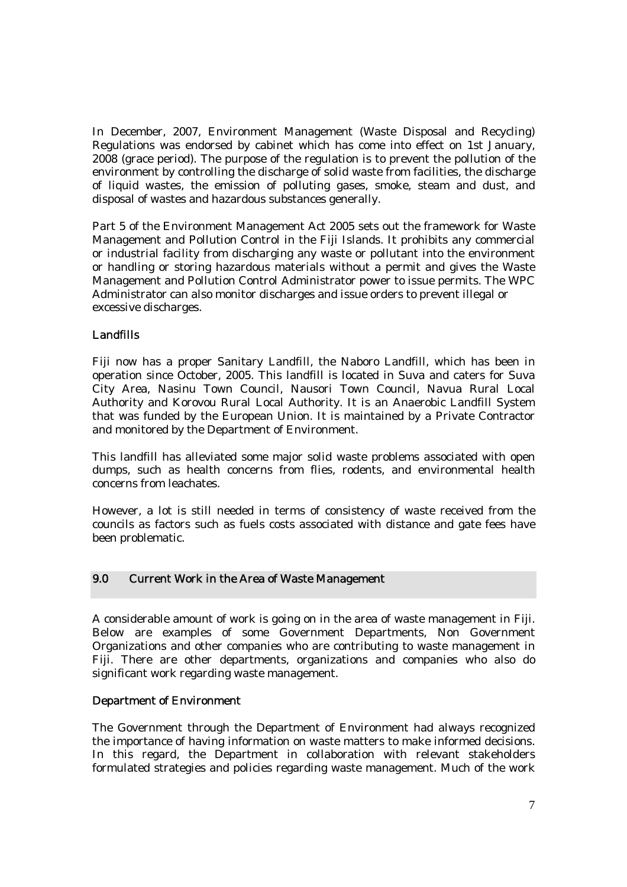In December, 2007, Environment Management (Waste Disposal and Recycling) Regulations was endorsed by cabinet which has come into effect on 1st January, 2008 (grace period). The purpose of the regulation is to prevent the pollution of the environment by controlling the discharge of solid waste from facilities, the discharge of liquid wastes, the emission of polluting gases, smoke, steam and dust, and disposal of wastes and hazardous substances generally.

Part 5 of the Environment Management Act 2005 sets out the framework for Waste Management and Pollution Control in the Fiji Islands. It prohibits any commercial or industrial facility from discharging any waste or pollutant into the environment or handling or storing hazardous materials without a permit and gives the Waste Management and Pollution Control Administrator power to issue permits. The WPC Administrator can also monitor discharges and issue orders to prevent illegal or excessive discharges.

### Landfills

Fiji now has a proper Sanitary Landfill, the Naboro Landfill, which has been in operation since October, 2005. This landfill is located in Suva and caters for Suva City Area, Nasinu Town Council, Nausori Town Council, Navua Rural Local Authority and Korovou Rural Local Authority. It is an Anaerobic Landfill System that was funded by the European Union. It is maintained by a Private Contractor and monitored by the Department of Environment.

This landfill has alleviated some major solid waste problems associated with open dumps, such as health concerns from flies, rodents, and environmental health concerns from leachates.

However, a lot is still needed in terms of consistency of waste received from the councils as factors such as fuels costs associated with distance and gate fees have been problematic.

## 9.0 Current Work in the Area of Waste Management

A considerable amount of work is going on in the area of waste management in Fiji. Below are examples of some Government Departments, Non Government Organizations and other companies who are contributing to waste management in Fiji. There are other departments, organizations and companies who also do significant work regarding waste management.

### Department of Environment

The Government through the Department of Environment had always recognized the importance of having information on waste matters to make informed decisions. In this regard, the Department in collaboration with relevant stakeholders formulated strategies and policies regarding waste management. Much of the work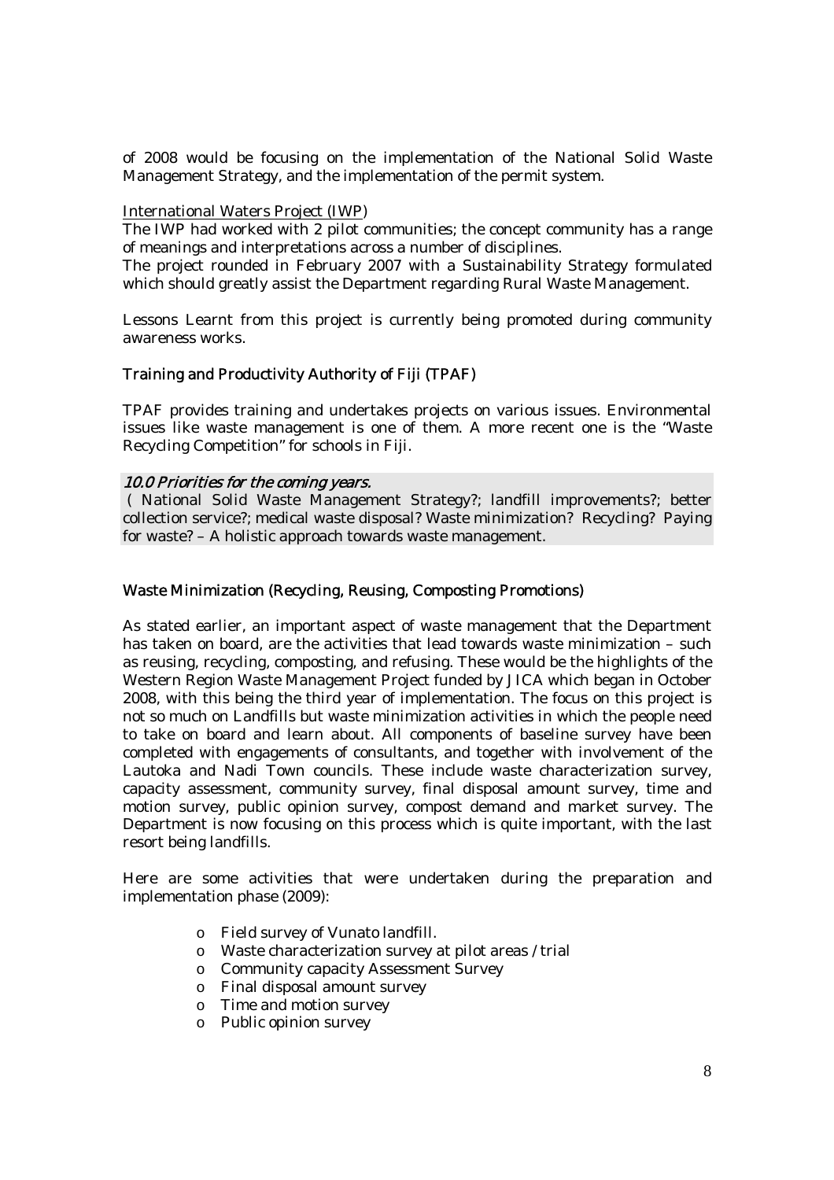of 2008 would be focusing on the implementation of the National Solid Waste Management Strategy, and the implementation of the permit system.

<u>International Waters Project (IWP)</u>

The IWP had worked with 2 pilot communities; the concept community has a range of meanings and interpretations across a number of disciplines.

The project rounded in February 2007 with a Sustainability Strategy formulated which should greatly assist the Department regarding Rural Waste Management.

Lessons Learnt from this project is currently being promoted during community awareness works.

### Training and Productivity Authority of Fiji (TPAF)

TPAF provides training and undertakes projects on various issues. Environmental issues like waste management is one of them. A more recent one is the "Waste Recycling Competition" for schools in Fiji.

## *10.0 Priorities for the coming years.*

( National Solid Waste Management Strategy?; landfill improvements?; better collection service?; medical waste disposal? Waste minimization? Recycling? Paying for waste? – A holistic approach towards waste management.

### Waste Minimization (Recycling, Reusing, Composting Promotions)

As stated earlier, an important aspect of waste management that the Department has taken on board, are the activities that lead towards waste minimization – such as reusing, recycling, composting, and refusing. These would be the highlights of the Western Region Waste Management Project funded by JICA which began in October 2008, with this being the third year of implementation. The focus on this project is not so much on Landfills but waste minimization activities in which the people need to take on board and learn about. All components of baseline survey have been completed with engagements of consultants, and together with involvement of the Lautoka and Nadi Town councils. These include waste characterization survey, capacity assessment, community survey, final disposal amount survey, time and motion survey, public opinion survey, compost demand and market survey. The Department is now focusing on this process which is quite important, with the last resort being landfills.

Here are some activities that were undertaken during the preparation and implementation phase (2009):

- Field survey of Vunato landfill.
- Waste characterization survey at pilot areas / trial
- Community capacity Assessment Survey
- Final disposal amount survey
- Time and motion survey
- Public opinion survey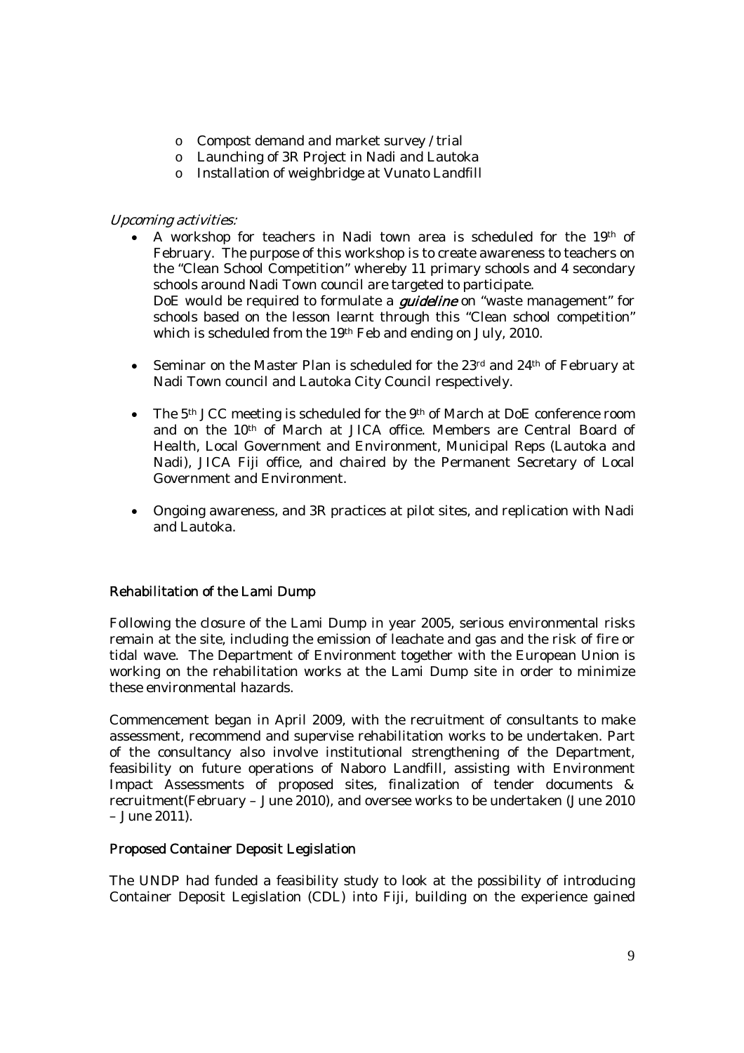- Compost demand and market survey /trial
  - Launching of 3R Project in Nadi and Lautoka
  - Installation of weighbridge at Vunato Landfill

*Upcoming activities:*

- A workshop for teachers in Nadi town area is scheduled for the 19th of February. The purpose of this workshop is to create awareness to teachers on the "Clean School Competition" whereby 11 primary schools and 4 secondary schools around Nadi Town council are targeted to participate.
  DoE would be required to formulate a ***guideline*** on "waste management" for schools based on the lesson learnt through this "Clean school competition" which is scheduled from the 19th Feb and ending on July, 2010.

- Seminar on the Master Plan is scheduled for the 23rd and 24th of February at Nadi Town council and Lautoka City Council respectively.

- The 5th JCC meeting is scheduled for the 9th of March at DoE conference room and on the 10th of March at JICA office. Members are Central Board of Health, Local Government and Environment, Municipal Reps (Lautoka and Nadi), JICA Fiji office, and chaired by the Permanent Secretary of Local Government and Environment.

- Ongoing awareness, and 3R practices at pilot sites, and replication with Nadi and Lautoka.

**Rehabilitation of the Lami Dump**

Following the closure of the Lami Dump in year 2005, serious environmental risks remain at the site, including the emission of leachate and gas and the risk of fire or tidal wave. The Department of Environment together with the European Union is working on the rehabilitation works at the Lami Dump site in order to minimize these environmental hazards.

Commencement began in April 2009, with the recruitment of consultants to make assessment, recommend and supervise rehabilitation works to be undertaken. Part of the consultancy also involve institutional strengthening of the Department, feasibility on future operations of Naboro Landfill, assisting with Environment Impact Assessments of proposed sites, finalization of tender documents & recruitment(February – June 2010), and oversee works to be undertaken (June 2010 – June 2011).

**Proposed Container Deposit Legislation**

The UNDP had funded a feasibility study to look at the possibility of introducing Container Deposit Legislation (CDL) into Fiji, building on the experience gained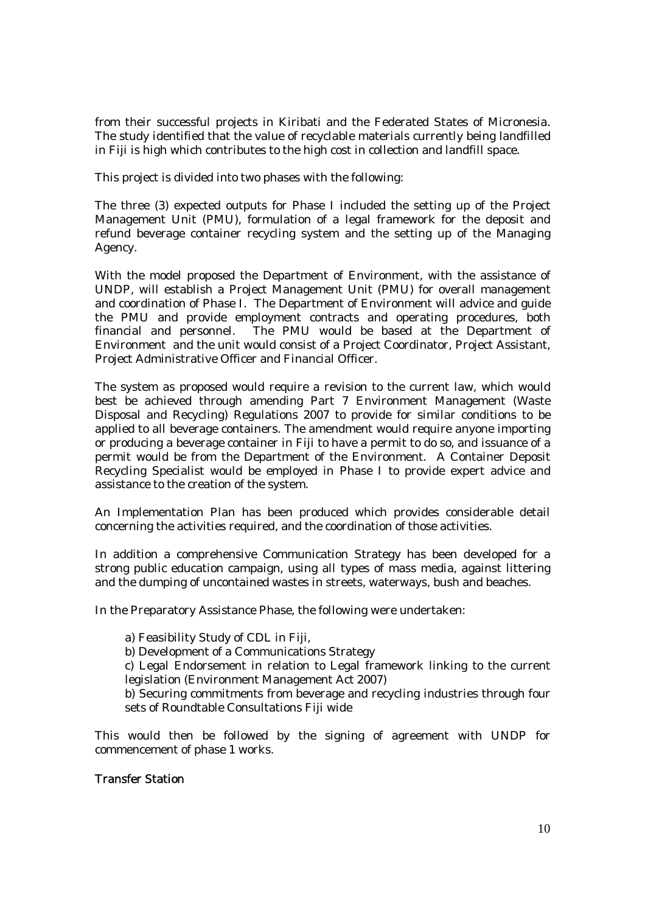from their successful projects in Kiribati and the Federated States of Micronesia. The study identified that the value of recyclable materials currently being landfilled in Fiji is high which contributes to the high cost in collection and landfill space.

This project is divided into two phases with the following:

The three (3) expected outputs for Phase I included the setting up of the Project Management Unit (PMU), formulation of a legal framework for the deposit and refund beverage container recycling system and the setting up of the Managing Agency.

With the model proposed the Department of Environment, with the assistance of UNDP, will establish a Project Management Unit (PMU) for overall management and coordination of Phase I. The Department of Environment will advice and guide the PMU and provide employment contracts and operating procedures, both financial and personnel. The PMU would be based at the Department of Environment and the unit would consist of a Project Coordinator, Project Assistant, Project Administrative Officer and Financial Officer.

The system as proposed would require a revision to the current law, which would best be achieved through amending Part 7 Environment Management (Waste Disposal and Recycling) Regulations 2007 to provide for similar conditions to be applied to all beverage containers. The amendment would require anyone importing or producing a beverage container in Fiji to have a permit to do so, and issuance of a permit would be from the Department of the Environment. A Container Deposit Recycling Specialist would be employed in Phase I to provide expert advice and assistance to the creation of the system.

An Implementation Plan has been produced which provides considerable detail concerning the activities required, and the coordination of those activities.

In addition a comprehensive Communication Strategy has been developed for a strong public education campaign, using all types of mass media, against littering and the dumping of uncontained wastes in streets, waterways, bush and beaches.

In the Preparatory Assistance Phase, the following were undertaken:

a) Feasibility Study of CDL in Fiji,

b) Development of a Communications Strategy

c) Legal Endorsement in relation to Legal framework linking to the current legislation (Environment Management Act 2007)

b) Securing commitments from beverage and recycling industries through four sets of Roundtable Consultations Fiji wide

This would then be followed by the signing of agreement with UNDP for commencement of phase 1 works.

**Transfer Station**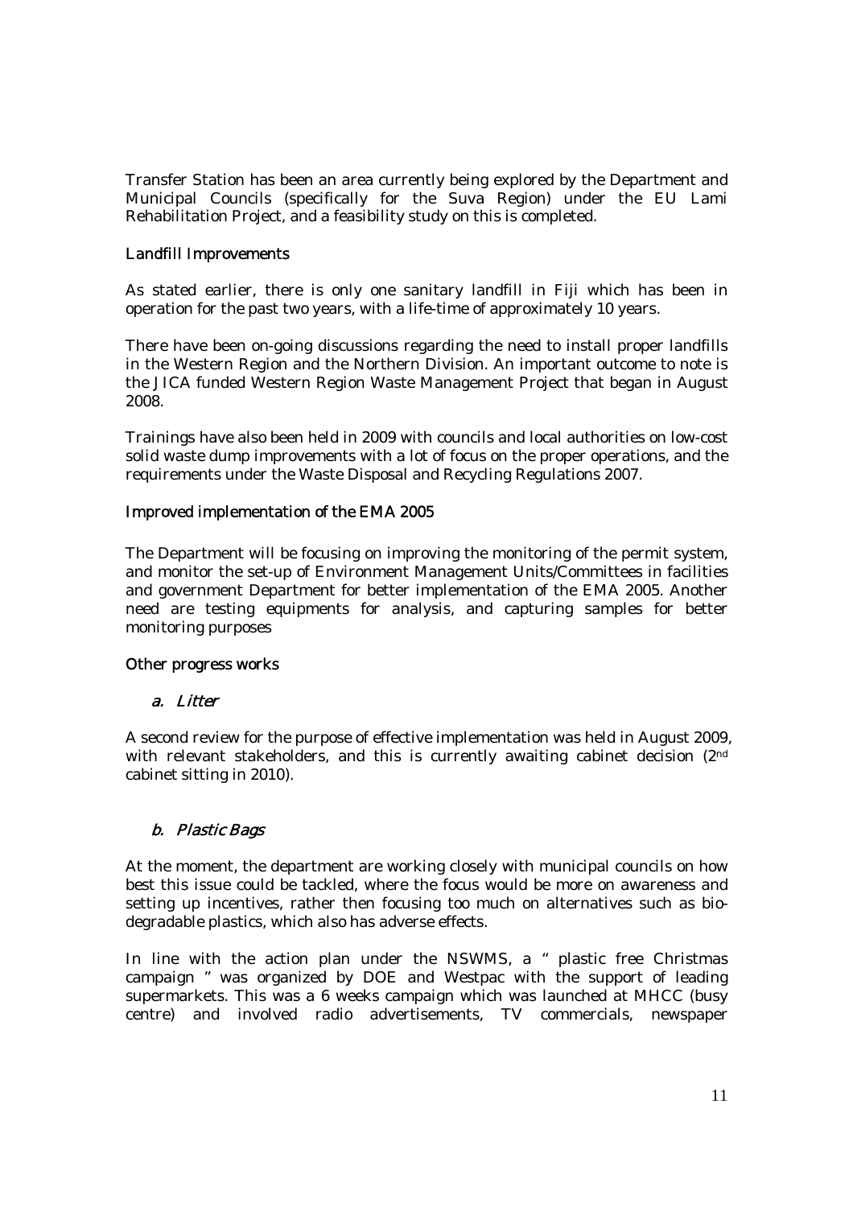Transfer Station has been an area currently being explored by the Department and Municipal Councils (specifically for the Suva Region) under the EU Lami Rehabilitation Project, and a feasibility study on this is completed.

### Landfill Improvements

As stated earlier, there is only one sanitary landfill in Fiji which has been in operation for the past two years, with a life-time of approximately 10 years.

There have been on-going discussions regarding the need to install proper landfills in the Western Region and the Northern Division. An important outcome to note is the JICA funded Western Region Waste Management Project that began in August 2008.

Trainings have also been held in 2009 with councils and local authorities on low-cost solid waste dump improvements with a lot of focus on the proper operations, and the requirements under the Waste Disposal and Recycling Regulations 2007.

### Improved implementation of the EMA 2005

The Department will be focusing on improving the monitoring of the permit system, and monitor the set-up of Environment Management Units/Committees in facilities and government Department for better implementation of the EMA 2005. Another need are testing equipments for analysis, and capturing samples for better monitoring purposes

### Other progress works

#### *a. Litter*

A second review for the purpose of effective implementation was held in August 2009, with relevant stakeholders, and this is currently awaiting cabinet decision (2nd cabinet sitting in 2010).

#### *b. Plastic Bags*

At the moment, the department are working closely with municipal councils on how best this issue could be tackled, where the focus would be more on awareness and setting up incentives, rather then focusing too much on alternatives such as bio-degradable plastics, which also has adverse effects.

In line with the action plan under the NSWMS, a " plastic free Christmas campaign " was organized by DOE and Westpac with the support of leading supermarkets. This was a 6 weeks campaign which was launched at MHCC (busy centre) and involved radio advertisements, TV commercials, newspaper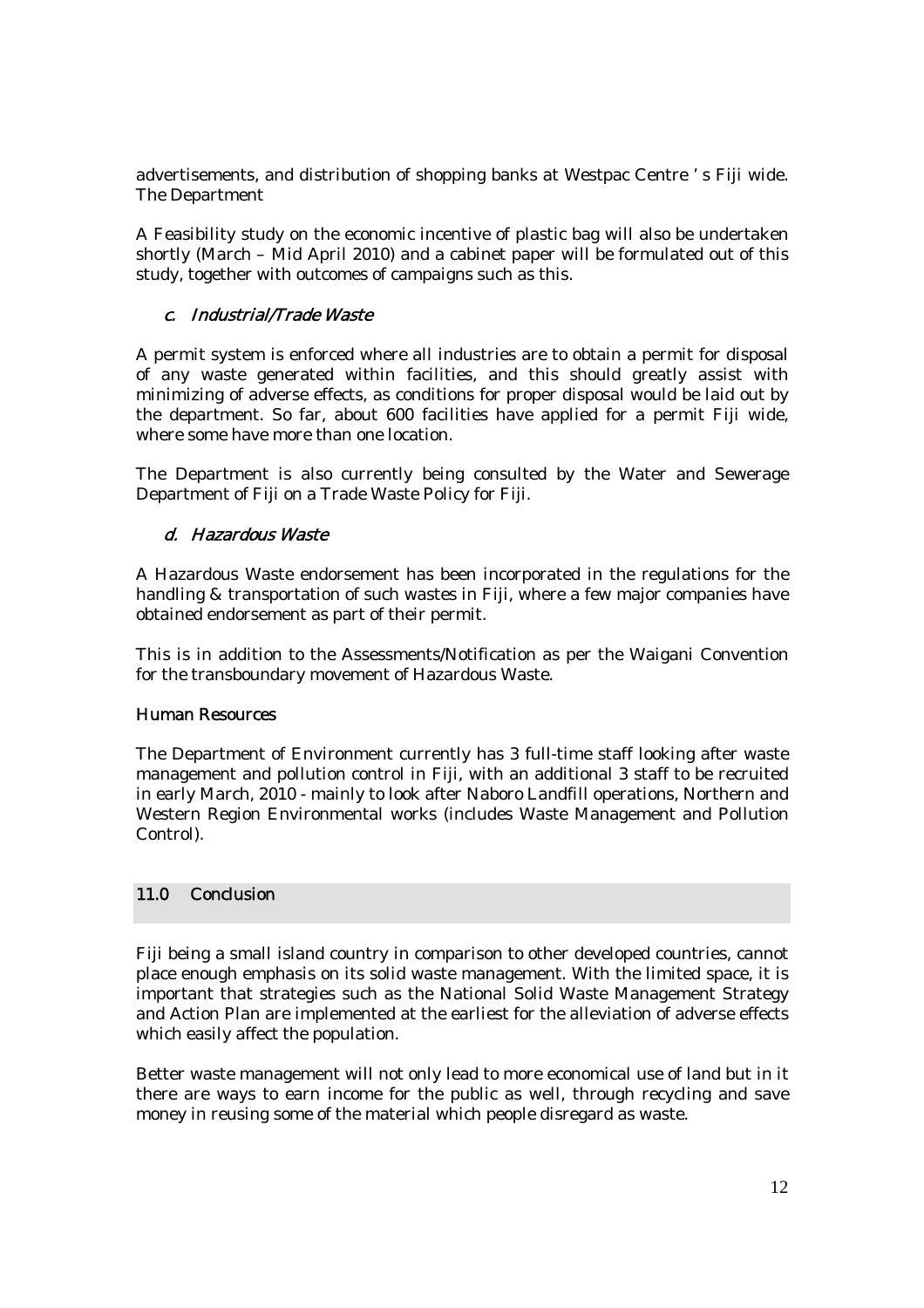advertisements, and distribution of shopping banks at Westpac Centre ' s Fiji wide. The Department

A Feasibility study on the economic incentive of plastic bag will also be undertaken shortly (March – Mid April 2010) and a cabinet paper will be formulated out of this study, together with outcomes of campaigns such as this.

### *c. Industrial/Trade Waste*

A permit system is enforced where all industries are to obtain a permit for disposal of any waste generated within facilities, and this should greatly assist with minimizing of adverse effects, as conditions for proper disposal would be laid out by the department. So far, about 600 facilities have applied for a permit Fiji wide, where some have more than one location.

The Department is also currently being consulted by the Water and Sewerage Department of Fiji on a Trade Waste Policy for Fiji.

### *d. Hazardous Waste*

A Hazardous Waste endorsement has been incorporated in the regulations for the handling & transportation of such wastes in Fiji, where a few major companies have obtained endorsement as part of their permit.

This is in addition to the Assessments/Notification as per the Waigani Convention for the transboundary movement of Hazardous Waste.

**Human Resources**

The Department of Environment currently has 3 full-time staff looking after waste management and pollution control in Fiji, with an additional 3 staff to be recruited in early March, 2010 - mainly to look after Naboro Landfill operations, Northern and Western Region Environmental works (includes Waste Management and Pollution Control).

## 11.0 Conclusion

Fiji being a small island country in comparison to other developed countries, cannot place enough emphasis on its solid waste management. With the limited space, it is important that strategies such as the National Solid Waste Management Strategy and Action Plan are implemented at the earliest for the alleviation of adverse effects which easily affect the population.

Better waste management will not only lead to more economical use of land but in it there are ways to earn income for the public as well, through recycling and save money in reusing some of the material which people disregard as waste.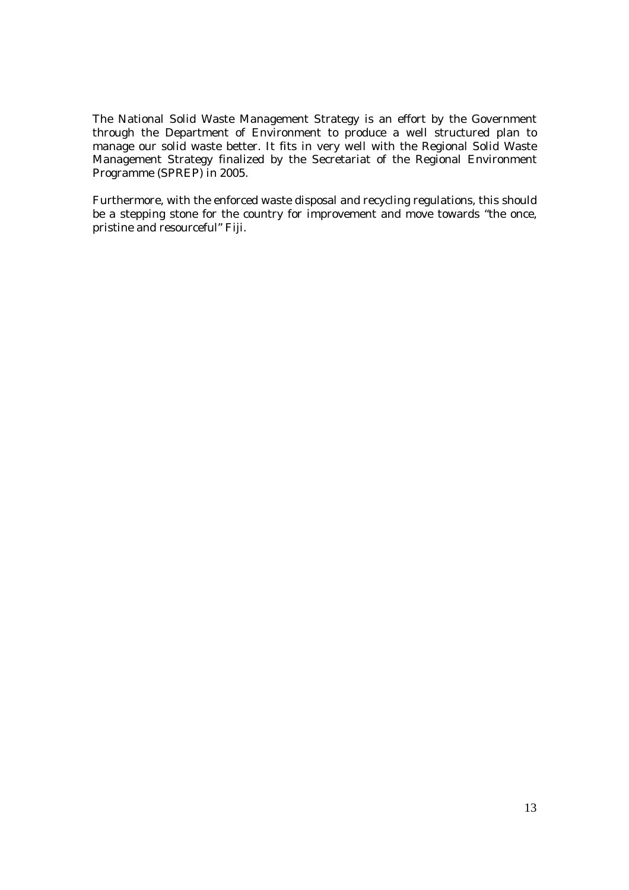The National Solid Waste Management Strategy is an effort by the Government through the Department of Environment to produce a well structured plan to manage our solid waste better. It fits in very well with the Regional Solid Waste Management Strategy finalized by the Secretariat of the Regional Environment Programme (SPREP) in 2005.

Furthermore, with the enforced waste disposal and recycling regulations, this should be a stepping stone for the country for improvement and move towards "the once, pristine and resourceful" Fiji.